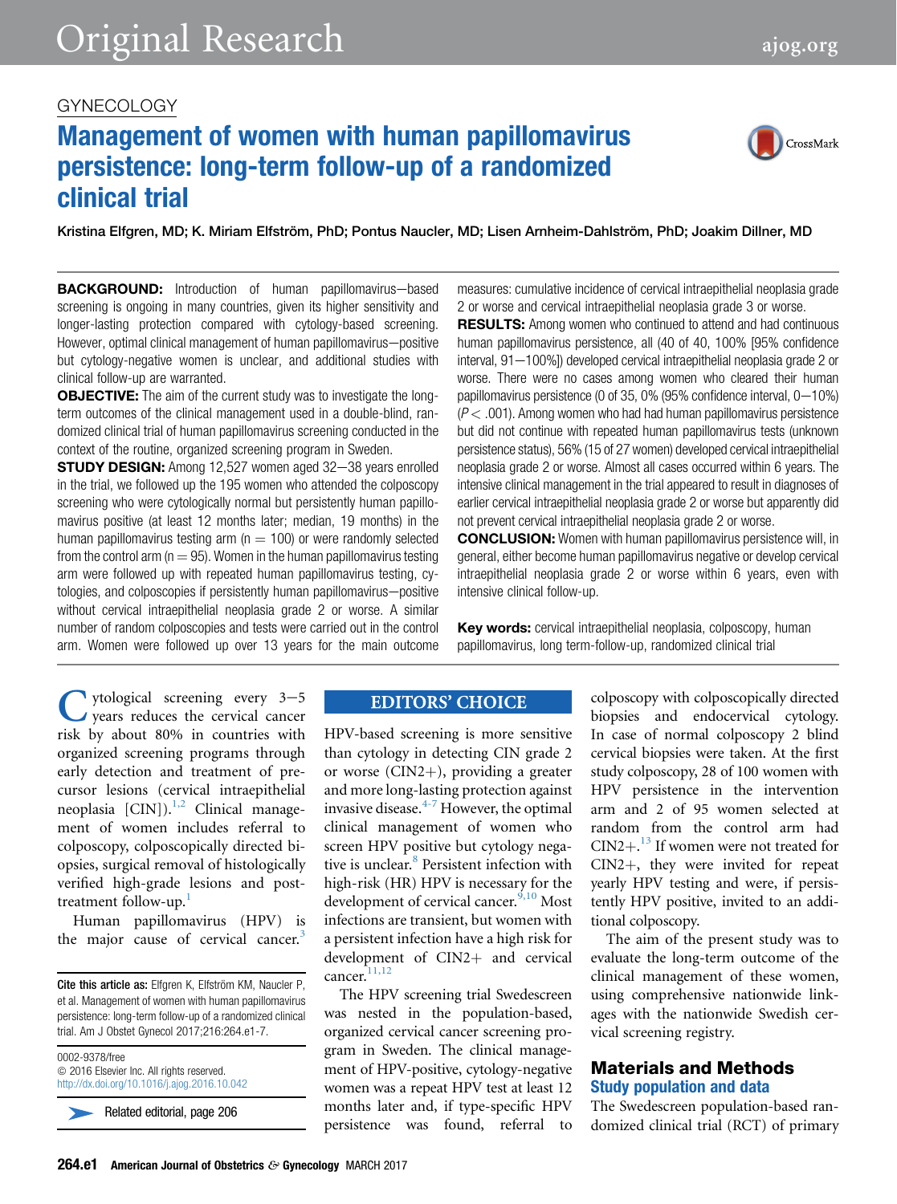GYNECOLOGY

# Management of women with human papillomavirus persistence: long-term follow-up of a randomized clinical trial

Kristina Elfgren, MD; K. Miriam Elfström, PhD; Pontus Naucler, MD; Lisen Arnheim-Dahlström, PhD; Joakim Dillner, MD

**BACKGROUND:** Introduction of human papillomavirus−based screening is ongoing in many countries, given its higher sensitivity and longer-lasting protection compared with cytology-based screening. However, optimal clinical management of human papillomavirus−positive but cytology-negative women is unclear, and additional studies with clinical follow-up are warranted.

**OBJECTIVE:** The aim of the current study was to investigate the long-term outcomes of the clinical management used in a double-blind, randomized clinical trial of human papillomavirus screening conducted in the context of the routine, organized screening program in Sweden.

**STUDY DESIGN:** Among 12,527 women aged 32−38 years enrolled in the trial, we followed up the 195 women who attended the colposcopy screening who were cytologically normal but persistently human papillomavirus positive (at least 12 months later; median, 19 months) in the human papillomavirus testing arm (n = 100) or were randomly selected from the control arm (n = 95). Women in the human papillomavirus testing arm were followed up with repeated human papillomavirus testing, cytologies, and colposcopies if persistently human papillomavirus−positive without cervical intraepithelial neoplasia grade 2 or worse. A similar number of random colposcopies and tests were carried out in the control arm. Women were followed up over 13 years for the main outcome measures: cumulative incidence of cervical intraepithelial neoplasia grade 2 or worse and cervical intraepithelial neoplasia grade 3 or worse.

**RESULTS:** Among women who continued to attend and had continuous human papillomavirus persistence, all (40 of 40, 100% [95% confidence interval, 91−100%]) developed cervical intraepithelial neoplasia grade 2 or worse. There were no cases among women who cleared their human papillomavirus persistence (0 of 35, 0% (95% confidence interval, 0−10%) ($P < .001$). Among women who had had human papillomavirus persistence but did not continue with repeated human papillomavirus tests (unknown persistence status), 56% (15 of 27 women) developed cervical intraepithelial neoplasia grade 2 or worse. Almost all cases occurred within 6 years. The intensive clinical management in the trial appeared to result in diagnoses of earlier cervical intraepithelial neoplasia grade 2 or worse but apparently did not prevent cervical intraepithelial neoplasia grade 2 or worse.

**CONCLUSION:** Women with human papillomavirus persistence will, in general, either become human papillomavirus negative or develop cervical intraepithelial neoplasia grade 2 or worse within 6 years, even with intensive clinical follow-up.

**Key words:** cervical intraepithelial neoplasia, colposcopy, human papillomavirus, long term-follow-up, randomized clinical trial

Cytological screening every 3−5 years reduces the cervical cancer risk by about 80% in countries with organized screening programs through early detection and treatment of precursor lesions (cervical intraepithelial neoplasia [CIN]).[1,2] Clinical management of women includes referral to colposcopy, colposcopically directed biopsies, surgical removal of histologically verified high-grade lesions and post-treatment follow-up.[1]

Human papillomavirus (HPV) is the major cause of cervical cancer.[3] HPV-based screening is more sensitive than cytology in detecting CIN grade 2 or worse (CIN2+), providing a greater and more long-lasting protection against invasive disease.[4-7] However, the optimal clinical management of women who screen HPV positive but cytology negative is unclear.[8] Persistent infection with high-risk (HR) HPV is necessary for the development of cervical cancer.[9,10] Most infections are transient, but women with a persistent infection have a high risk for development of CIN2+ and cervical cancer.[11,12]

The HPV screening trial Swedescreen was nested in the population-based, organized cervical cancer screening program in Sweden. The clinical management of HPV-positive, cytology-negative women was a repeat HPV test at least 12 months later and, if type-specific HPV persistence was found, referral to colposcopy with colposcopically directed biopsies and endocervical cytology. In case of normal colposcopy 2 blind cervical biopsies were taken. At the first study colposcopy, 28 of 100 women with HPV persistence in the intervention arm and 2 of 95 women selected at random from the control arm had CIN2+.[13] If women were not treated for CIN2+, they were invited for repeat yearly HPV testing and were, if persistently HPV positive, invited to an additional colposcopy.

The aim of the present study was to evaluate the long-term outcome of the clinical management of these women, using comprehensive nationwide linkages with the nationwide Swedish cervical screening registry.

EDITORS' CHOICE

Cite this article as: Elfgren K, Elfström KM, Naucler P, et al. Management of women with human papillomavirus persistence: long-term follow-up of a randomized clinical trial. Am J Obstet Gynecol 2017;216:264.e1-7.

0002-9378/free
© 2016 Elsevier Inc. All rights reserved.
http://dx.doi.org/10.1016/j.ajog.2016.10.042

Related editorial, page 206

## Materials and Methods

### Study population and data

The Swedescreen population-based randomized clinical trial (RCT) of primary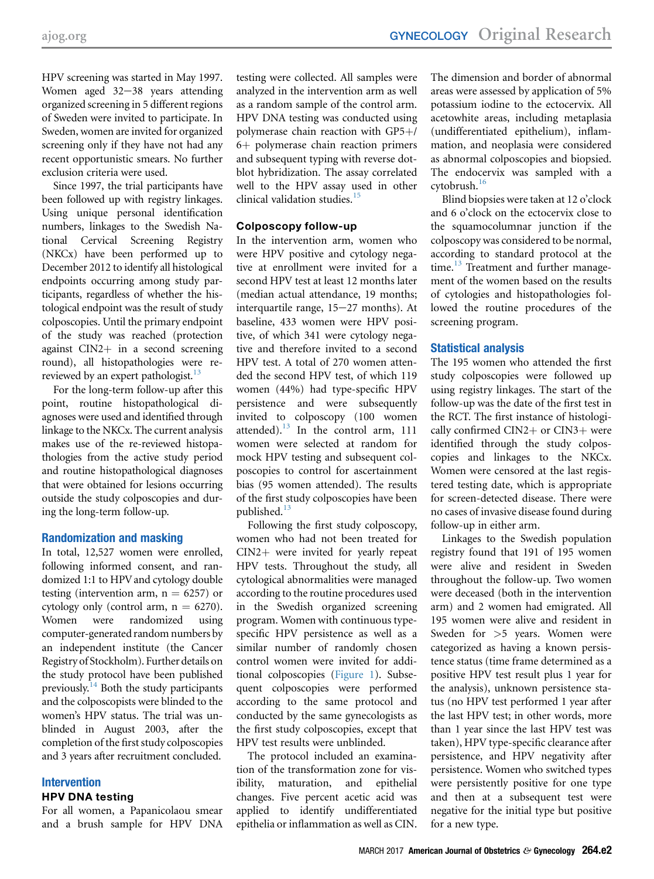HPV screening was started in May 1997. Women aged 32–38 years attending organized screening in 5 different regions of Sweden were invited to participate. In Sweden, women are invited for organized screening only if they have not had any recent opportunistic smears. No further exclusion criteria were used.

Since 1997, the trial participants have been followed up with registry linkages. Using unique personal identification numbers, linkages to the Swedish National Cervical Screening Registry (NKCx) have been performed up to December 2012 to identify all histological endpoints occurring among study participants, regardless of whether the histological endpoint was the result of study colposcopies. Until the primary endpoint of the study was reached (protection against CIN2+ in a second screening round), all histopathologies were re-reviewed by an expert pathologist.[13]

For the long-term follow-up after this point, routine histopathological diagnoses were used and identified through linkage to the NKCx. The current analysis makes use of the re-reviewed histopathologies from the active study period and routine histopathological diagnoses that were obtained for lesions occurring outside the study colposcopies and during the long-term follow-up.

## Randomization and masking

In total, 12,527 women were enrolled, following informed consent, and randomized 1:1 to HPV and cytology double testing (intervention arm, n = 6257) or cytology only (control arm, n = 6270). Women were randomized using computer-generated random numbers by an independent institute (the Cancer Registry of Stockholm). Further details on the study protocol have been published previously.[14] Both the study participants and the colposcopists were blinded to the women's HPV status. The trial was unblinded in August 2003, after the completion of the first study colposcopies and 3 years after recruitment concluded.

## Intervention

### HPV DNA testing

For all women, a Papanicolaou smear and a brush sample for HPV DNA testing were collected. All samples were analyzed in the intervention arm as well as a random sample of the control arm. HPV DNA testing was conducted using polymerase chain reaction with GP5+/6+ polymerase chain reaction primers and subsequent typing with reverse dot-blot hybridization. The assay correlated well to the HPV assay used in other clinical validation studies.[15]

### Colposcopy follow-up

In the intervention arm, women who were HPV positive and cytology negative at enrollment were invited for a second HPV test at least 12 months later (median actual attendance, 19 months; interquartile range, 15–27 months). At baseline, 433 women were HPV positive, of which 341 were cytology negative and therefore invited to a second HPV test. A total of 270 women attended the second HPV test, of which 119 women (44%) had type-specific HPV persistence and were subsequently invited to colposcopy (100 women attended).[13] In the control arm, 111 women were selected at random for mock HPV testing and subsequent colposcopies to control for ascertainment bias (95 women attended). The results of the first study colposcopies have been published.[13]

Following the first study colposcopy, women who had not been treated for CIN2+ were invited for yearly repeat HPV tests. Throughout the study, all cytological abnormalities were managed according to the routine procedures used in the Swedish organized screening program. Women with continuous type-specific HPV persistence as well as a similar number of randomly chosen control women were invited for additional colposcopies (Figure 1). Subsequent colposcopies were performed according to the same protocol and conducted by the same gynecologists as the first study colposcopies, except that HPV test results were unblinded.

The protocol included an examination of the transformation zone for visibility, maturation, and epithelial changes. Five percent acetic acid was applied to identify undifferentiated epithelia or inflammation as well as CIN. The dimension and border of abnormal areas were assessed by application of 5% potassium iodine to the ectocervix. All acetowhite areas, including metaplasia (undifferentiated epithelium), inflammation, and neoplasia were considered as abnormal colposcopies and biopsied. The endocervix was sampled with a cytobrush.[16]

Blind biopsies were taken at 12 o'clock and 6 o'clock on the ectocervix close to the squamocolumnar junction if the colposcopy was considered to be normal, according to standard protocol at the time.[13] Treatment and further management of the women based on the results of cytologies and histopathologies followed the routine procedures of the screening program.

## Statistical analysis

The 195 women who attended the first study colposcopies were followed up using registry linkages. The start of the follow-up was the date of the first test in the RCT. The first instance of histologically confirmed CIN2+ or CIN3+ were identified through the study colposcopies and linkages to the NKCx. Women were censored at the last registered testing date, which is appropriate for screen-detected disease. There were no cases of invasive disease found during follow-up in either arm.

Linkages to the Swedish population registry found that 191 of 195 women were alive and resident in Sweden throughout the follow-up. Two women were deceased (both in the intervention arm) and 2 women had emigrated. All 195 women were alive and resident in Sweden for >5 years. Women were categorized as having a known persistence status (time frame determined as a positive HPV test result plus 1 year for the analysis), unknown persistence status (no HPV test performed 1 year after the last HPV test; in other words, more than 1 year since the last HPV test was taken), HPV type-specific clearance after persistence, and HPV negativity after persistence. Women who switched types were persistently positive for one type and then at a subsequent test were negative for the initial type but positive for a new type.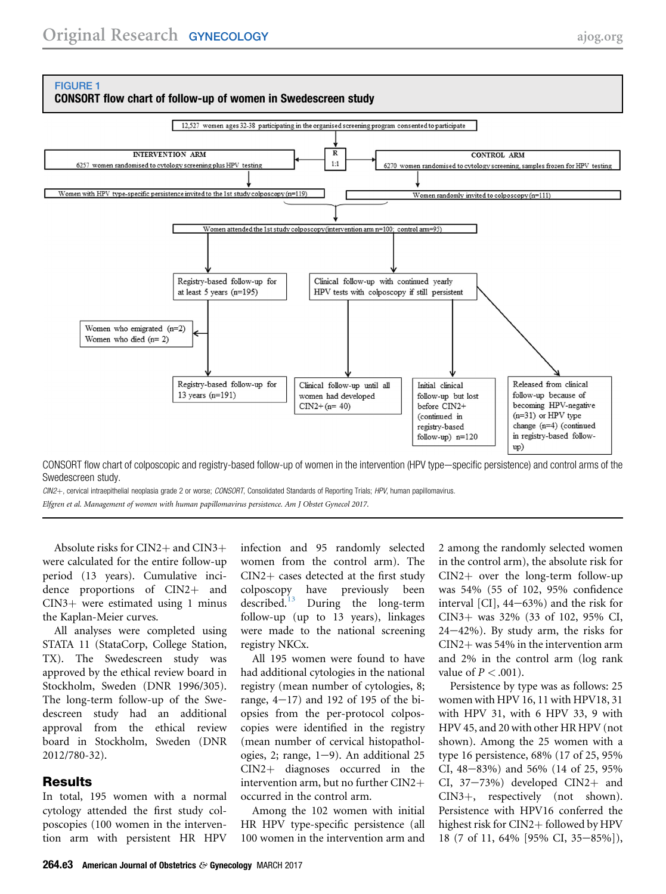**FIGURE 1**

**CONSORT flow chart of follow-up of women in Swedescreen study**

12,527 women ages 32-38 participating in the organised screening program consented to participate

R 1:1

INTERVENTION ARM — 6257 women randomised to cytology screening plus HPV testing

CONTROL ARM — 6270 women randomised to cytology screening, samples frozen for HPV testing

Women with HPV type-specific persistence invited to the 1st study colposcopy (n=119)

Women randomly invited to colposcopy (n=111)

Women attended the 1st study colposcopy (intervention arm n=100; control arm=95)

Registry-based follow-up for at least 5 years (n=195)

Clinical follow-up with continued yearly HPV tests with colposcopy if still persistent

Women who emigrated (n=2)
Women who died (n= 2)

Registry-based follow-up for 13 years (n=191)

Clinical follow-up until all women had developed CIN2+ (n= 40)

Initial clinical follow-up but lost before CIN2+ (continued in registry-based follow-up) n=120

Released from clinical follow-up because of becoming HPV-negative (n=31) or HPV type change (n=4) (continued in registry-based follow-up)

CONSORT flow chart of colposcopic and registry-based follow-up of women in the intervention (HPV type–specific persistence) and control arms of the Swedescreen study.

*CIN2+*, cervical intraepithelial neoplasia grade 2 or worse; *CONSORT*, Consolidated Standards of Reporting Trials; *HPV*, human papillomavirus.

*Elfgren et al. Management of women with human papillomavirus persistence. Am J Obstet Gynecol 2017.*

Absolute risks for CIN2+ and CIN3+ were calculated for the entire follow-up period (13 years). Cumulative incidence proportions of CIN2+ and CIN3+ were estimated using 1 minus the Kaplan-Meier curves.

All analyses were completed using STATA 11 (StataCorp, College Station, TX). The Swedescreen study was approved by the ethical review board in Stockholm, Sweden (DNR 1996/305). The long-term follow-up of the Swedescreen study had an additional approval from the ethical review board in Stockholm, Sweden (DNR 2012/780-32).

## Results

In total, 195 women with a normal cytology attended the first study colposcopies (100 women in the intervention arm with persistent HR HPV infection and 95 randomly selected women from the control arm). The CIN2+ cases detected at the first study colposcopy have previously been described.[13] During the long-term follow-up (up to 13 years), linkages were made to the national screening registry NKCx.

All 195 women were found to have had additional cytologies in the national registry (mean number of cytologies, 8; range, 4–17) and 192 of 195 of the biopsies from the per-protocol colposcopies were identified in the registry (mean number of cervical histopathologies, 2; range, 1–9). An additional 25 CIN2+ diagnoses occurred in the intervention arm, but no further CIN2+ occurred in the control arm.

Among the 102 women with initial HR HPV type-specific persistence (all 100 women in the intervention arm and 2 among the randomly selected women in the control arm), the absolute risk for CIN2+ over the long-term follow-up was 54% (55 of 102, 95% confidence interval [CI], 44–63%) and the risk for CIN3+ was 32% (33 of 102, 95% CI, 24–42%). By study arm, the risks for CIN2+ was 54% in the intervention arm and 2% in the control arm (log rank value of $P < .001$).

Persistence by type was as follows: 25 women with HPV 16, 11 with HPV18, 31 with HPV 31, with 6 HPV 33, 9 with HPV 45, and 20 with other HR HPV (not shown). Among the 25 women with a type 16 persistence, 68% (17 of 25, 95% CI, 48–83%) and 56% (14 of 25, 95% CI, 37–73%) developed CIN2+ and CIN3+, respectively (not shown). Persistence with HPV16 conferred the highest risk for CIN2+ followed by HPV 18 (7 of 11, 64% [95% CI, 35–85%]),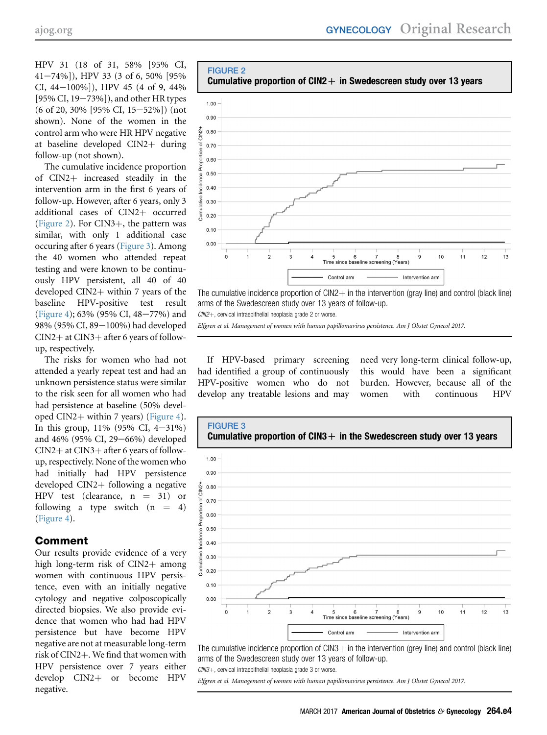HPV 31 (18 of 31, 58% [95% CI, 41−74%]), HPV 33 (3 of 6, 50% [95% CI, 44−100%]), HPV 45 (4 of 9, 44% [95% CI, 19−73%]), and other HR types (6 of 20, 30% [95% CI, 15−52%]) (not shown). None of the women in the control arm who were HR HPV negative at baseline developed CIN2+ during follow-up (not shown).

The cumulative incidence proportion of CIN2+ increased steadily in the intervention arm in the first 6 years of follow-up. However, after 6 years, only 3 additional cases of CIN2+ occurred (Figure 2). For CIN3+, the pattern was similar, with only 1 additional case occuring after 6 years (Figure 3). Among the 40 women who attended repeat testing and were known to be continuously HPV persistent, all 40 of 40 developed CIN2+ within 7 years of the baseline HPV-positive test result (Figure 4); 63% (95% CI, 48−77%) and 98% (95% CI, 89−100%) had developed CIN2+ at CIN3+ after 6 years of follow-up, respectively.

The risks for women who had not attended a yearly repeat test and had an unknown persistence status were similar to the risk seen for all women who had had persistence at baseline (50% developed CIN2+ within 7 years) (Figure 4). In this group, 11% (95% CI, 4−31%) and 46% (95% CI, 29−66%) developed CIN2+ at CIN3+ after 6 years of follow-up, respectively. None of the women who had initially had HPV persistence developed CIN2+ following a negative HPV test (clearance, n = 31) or following a type switch (n = 4) (Figure 4).

## Comment

Our results provide evidence of a very high long-term risk of CIN2+ among women with continuous HPV persistence, even with an initially negative cytology and negative colposcopically directed biopsies. We also provide evidence that women who had had HPV persistence but have become HPV negative are not at measurable long-term risk of CIN2+. We find that women with HPV persistence over 7 years either develop CIN2+ or become HPV negative.

If HPV-based primary screening had identified a group of continuously HPV-positive women who do not develop any treatable lesions and may need very long-term clinical follow-up, this would have been a significant burden. However, because all of the women with continuous HPV

**FIGURE 2**
**Cumulative proportion of CIN2+ in Swedescreen study over 13 years**

The cumulative incidence proportion of CIN2+ in the intervention (gray line) and control (black line) arms of the Swedescreen study over 13 years of follow-up.

*CIN2+*, cervical intraepithelial neoplasia grade 2 or worse.

*Elfgren et al. Management of women with human papillomavirus persistence. Am J Obstet Gynecol 2017.*

**FIGURE 3**
**Cumulative proportion of CIN3+ in the Swedescreen study over 13 years**

The cumulative incidence proportion of CIN3+ in the intervention (grey line) and control (black line) arms of the Swedescreen study over 13 years of follow-up.

*CIN3+*, cervical intraepithelial neoplasia grade 3 or worse.

*Elfgren et al. Management of women with human papillomavirus persistence. Am J Obstet Gynecol 2017.*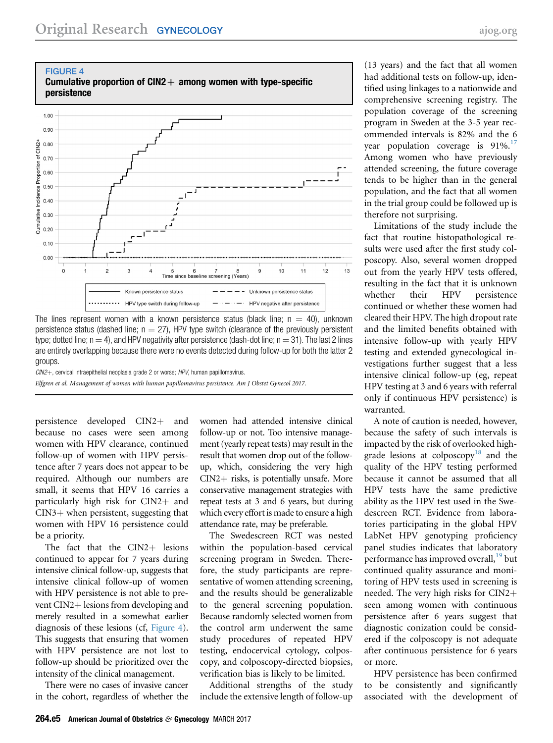**FIGURE 4**

**Cumulative proportion of CIN2+ among women with type-specific persistence**

The lines represent women with a known persistence status (black line; n = 40), unknown persistence status (dashed line; n = 27), HPV type switch (clearance of the previously persistent type; dotted line; n = 4), and HPV negativity after persistence (dash-dot line; n = 31). The last 2 lines are entirely overlapping because there were no events detected during follow-up for both the latter 2 groups.

*CIN2+*, cervical intraepithelial neoplasia grade 2 or worse; *HPV*, human papillomavirus.

*Elfgren et al. Management of women with human papillomavirus persistence. Am J Obstet Gynecol 2017.*

persistence developed CIN2+ and because no cases were seen among women with HPV clearance, continued follow-up of women with HPV persistence after 7 years does not appear to be required. Although our numbers are small, it seems that HPV 16 carries a particularly high risk for CIN2+ and CIN3+ when persistent, suggesting that women with HPV 16 persistence could be a priority.

The fact that the CIN2+ lesions continued to appear for 7 years during intensive clinical follow-up, suggests that intensive clinical follow-up of women with HPV persistence is not able to prevent CIN2+ lesions from developing and merely resulted in a somewhat earlier diagnosis of these lesions (cf, Figure 4). This suggests that ensuring that women with HPV persistence are not lost to follow-up should be prioritized over the intensity of the clinical management.

There were no cases of invasive cancer in the cohort, regardless of whether the women had attended intensive clinical follow-up or not. Too intensive management (yearly repeat tests) may result in the result that women drop out of the follow-up, which, considering the very high CIN2+ risks, is potentially unsafe. More conservative management strategies with repeat tests at 3 and 6 years, but during which every effort is made to ensure a high attendance rate, may be preferable.

The Swedescreen RCT was nested within the population-based cervical screening program in Sweden. Therefore, the study participants are representative of women attending screening, and the results should be generalizable to the general screening population. Because randomly selected women from the control arm underwent the same study procedures of repeated HPV testing, endocervical cytology, colposcopy, and colposcopy-directed biopsies, verification bias is likely to be limited.

Additional strengths of the study include the extensive length of follow-up (13 years) and the fact that all women had additional tests on follow-up, identified using linkages to a nationwide and comprehensive screening registry. The population coverage of the screening program in Sweden at the 3-5 year recommended intervals is 82% and the 6 year population coverage is 91%.[17] Among women who have previously attended screening, the future coverage tends to be higher than in the general population, and the fact that all women in the trial group could be followed up is therefore not surprising.

Limitations of the study include the fact that routine histopathological results were used after the first study colposcopy. Also, several women dropped out from the yearly HPV tests offered, resulting in the fact that it is unknown whether their HPV persistence continued or whether these women had cleared their HPV. The high dropout rate and the limited benefits obtained with intensive follow-up with yearly HPV testing and extended gynecological investigations further suggest that a less intensive clinical follow-up (eg, repeat HPV testing at 3 and 6 years with referral only if continuous HPV persistence) is warranted.

A note of caution is needed, however, because the safety of such intervals is impacted by the risk of overlooked high-grade lesions at colposcopy[18] and the quality of the HPV testing performed because it cannot be assumed that all HPV tests have the same predictive ability as the HPV test used in the Swedescreen RCT. Evidence from laboratories participating in the global HPV LabNet HPV genotyping proficiency panel studies indicates that laboratory performance has improved overall,[19] but continued quality assurance and monitoring of HPV tests used in screening is needed. The very high risks for CIN2+ seen among women with continuous persistence after 6 years suggest that diagnostic conization could be considered if the colposcopy is not adequate after continuous persistence for 6 years or more.

HPV persistence has been confirmed to be consistently and significantly associated with the development of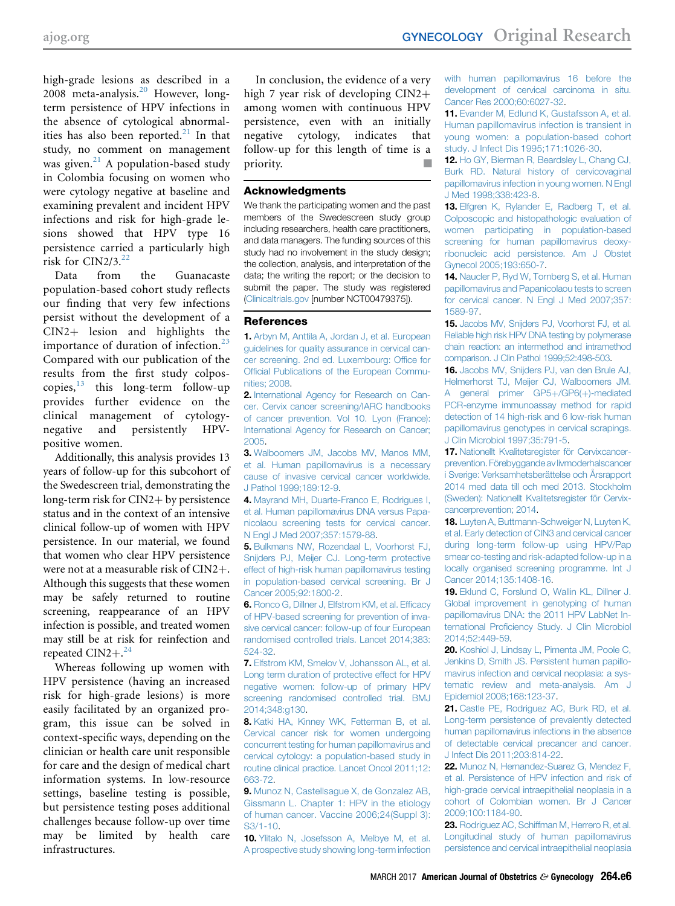high-grade lesions as described in a 2008 meta-analysis.[20] However, long-term persistence of HPV infections in the absence of cytological abnormalities has also been reported.[21] In that study, no comment on management was given.[21] A population-based study in Colombia focusing on women who were cytology negative at baseline and examining prevalent and incident HPV infections and risk for high-grade lesions showed that HPV type 16 persistence carried a particularly high risk for CIN2/3.[22]

Data from the Guanacaste population-based cohort study reflects our finding that very few infections persist without the development of a CIN2+ lesion and highlights the importance of duration of infection.[23] Compared with our publication of the results from the first study colposcopies,[13] this long-term follow-up provides further evidence on the clinical management of cytology-negative and persistently HPV-positive women.

Additionally, this analysis provides 13 years of follow-up for this subcohort of the Swedescreen trial, demonstrating the long-term risk for CIN2+ by persistence status and in the context of an intensive clinical follow-up of women with HPV persistence. In our material, we found that women who clear HPV persistence were not at a measurable risk of CIN2+. Although this suggests that these women may be safely returned to routine screening, reappearance of an HPV infection is possible, and treated women may still be at risk for reinfection and repeated CIN2+.[24]

Whereas following up women with HPV persistence (having an increased risk for high-grade lesions) is more easily facilitated by an organized program, this issue can be solved in context-specific ways, depending on the clinician or health care unit responsible for care and the design of medical chart information systems. In low-resource settings, baseline testing is possible, but persistence testing poses additional challenges because follow-up over time may be limited by health care infrastructures.

In conclusion, the evidence of a very high 7 year risk of developing CIN2+ among women with continuous HPV persistence, even with an initially negative cytology, indicates that follow-up for this length of time is a priority. ■

## Acknowledgments

We thank the participating women and the past members of the Swedescreen study group including researchers, health care practitioners, and data managers. The funding sources of this study had no involvement in the study design; the collection, analysis, and interpretation of the data; the writing the report; or the decision to submit the paper. The study was registered (Clinicaltrials.gov [number NCT00479375]).

## References

1. Arbyn M, Anttila A, Jordan J, et al. European guidelines for quality assurance in cervical cancer screening. 2nd ed. Luxembourg: Office for Official Publications of the European Communities; 2008.
2. International Agency for Research on Cancer. Cervix cancer screening/IARC handbooks of cancer prevention. Vol 10. Lyon (France): International Agency for Research on Cancer; 2005.
3. Walboomers JM, Jacobs MV, Manos MM, et al. Human papillomavirus is a necessary cause of invasive cervical cancer worldwide. J Pathol 1999;189:12-9.
4. Mayrand MH, Duarte-Franco E, Rodrigues I, et al. Human papillomavirus DNA versus Papanicolaou screening tests for cervical cancer. N Engl J Med 2007;357:1579-88.
5. Bulkmans NW, Rozendaal L, Voorhorst FJ, Snijders PJ, Meijer CJ. Long-term protective effect of high-risk human papillomavirus testing in population-based cervical screening. Br J Cancer 2005;92:1800-2.
6. Ronco G, Dillner J, Elfstrom KM, et al. Efficacy of HPV-based screening for prevention of invasive cervical cancer: follow-up of four European randomised controlled trials. Lancet 2014;383:524-32.
7. Elfstrom KM, Smelov V, Johansson AL, et al. Long term duration of protective effect for HPV negative women: follow-up of primary HPV screening randomised controlled trial. BMJ 2014;348:g130.
8. Katki HA, Kinney WK, Fetterman B, et al. Cervical cancer risk for women undergoing concurrent testing for human papillomavirus and cervical cytology: a population-based study in routine clinical practice. Lancet Oncol 2011;12:663-72.
9. Munoz N, Castellsague X, de Gonzalez AB, Gissmann L. Chapter 1: HPV in the etiology of human cancer. Vaccine 2006;24(Suppl 3):S3/1-10.
10. Ylitalo N, Josefsson A, Melbye M, et al. A prospective study showing long-term infection with human papillomavirus 16 before the development of cervical carcinoma in situ. Cancer Res 2000;60:6027-32.
11. Evander M, Edlund K, Gustafsson A, et al. Human papillomavirus infection is transient in young women: a population-based cohort study. J Infect Dis 1995;171:1026-30.
12. Ho GY, Bierman R, Beardsley L, Chang CJ, Burk RD. Natural history of cervicovaginal papillomavirus infection in young women. N Engl J Med 1998;338:423-8.
13. Elfgren K, Rylander E, Radberg T, et al. Colposcopic and histopathologic evaluation of women participating in population-based screening for human papillomavirus deoxyribonucleic acid persistence. Am J Obstet Gynecol 2005;193:650-7.
14. Naucler P, Ryd W, Tornberg S, et al. Human papillomavirus and Papanicolaou tests to screen for cervical cancer. N Engl J Med 2007;357:1589-97.
15. Jacobs MV, Snijders PJ, Voorhorst FJ, et al. Reliable high risk HPV DNA testing by polymerase chain reaction: an intermethod and intramethod comparison. J Clin Pathol 1999;52:498-503.
16. Jacobs MV, Snijders PJ, van den Brule AJ, Helmerhorst TJ, Meijer CJ, Walboomers JM. A general primer GP5+/GP6(+)-mediated PCR-enzyme immunoassay method for rapid detection of 14 high-risk and 6 low-risk human papillomavirus genotypes in cervical scrapings. J Clin Microbiol 1997;35:791-5.
17. Nationellt Kvalitetsregister för Cervixcancerprevention. Förebyggande av livmoderhalscancer i Sverige: Verksamhetsberättelse och Årsrapport 2014 med data till och med 2013. Stockholm (Sweden): Nationellt Kvalitetsregister för Cervixcancerprevention; 2014.
18. Luyten A, Buttmann-Schweiger N, Luyten K, et al. Early detection of CIN3 and cervical cancer during long-term follow-up using HPV/Pap smear co-testing and risk-adapted follow-up in a locally organised screening programme. Int J Cancer 2014;135:1408-16.
19. Eklund C, Forslund O, Wallin KL, Dillner J. Global improvement in genotyping of human papillomavirus DNA: the 2011 HPV LabNet International Proficiency Study. J Clin Microbiol 2014;52:449-59.
20. Koshiol J, Lindsay L, Pimenta JM, Poole C, Jenkins D, Smith JS. Persistent human papillomavirus infection and cervical neoplasia: a systematic review and meta-analysis. Am J Epidemiol 2008;168:123-37.
21. Castle PE, Rodriguez AC, Burk RD, et al. Long-term persistence of prevalently detected human papillomavirus infections in the absence of detectable cervical precancer and cancer. J Infect Dis 2011;203:814-22.
22. Munoz N, Hernandez-Suarez G, Mendez F, et al. Persistence of HPV infection and risk of high-grade cervical intraepithelial neoplasia in a cohort of Colombian women. Br J Cancer 2009;100:1184-90.
23. Rodriguez AC, Schiffman M, Herrero R, et al. Longitudinal study of human papillomavirus persistence and cervical intraepithelial neoplasia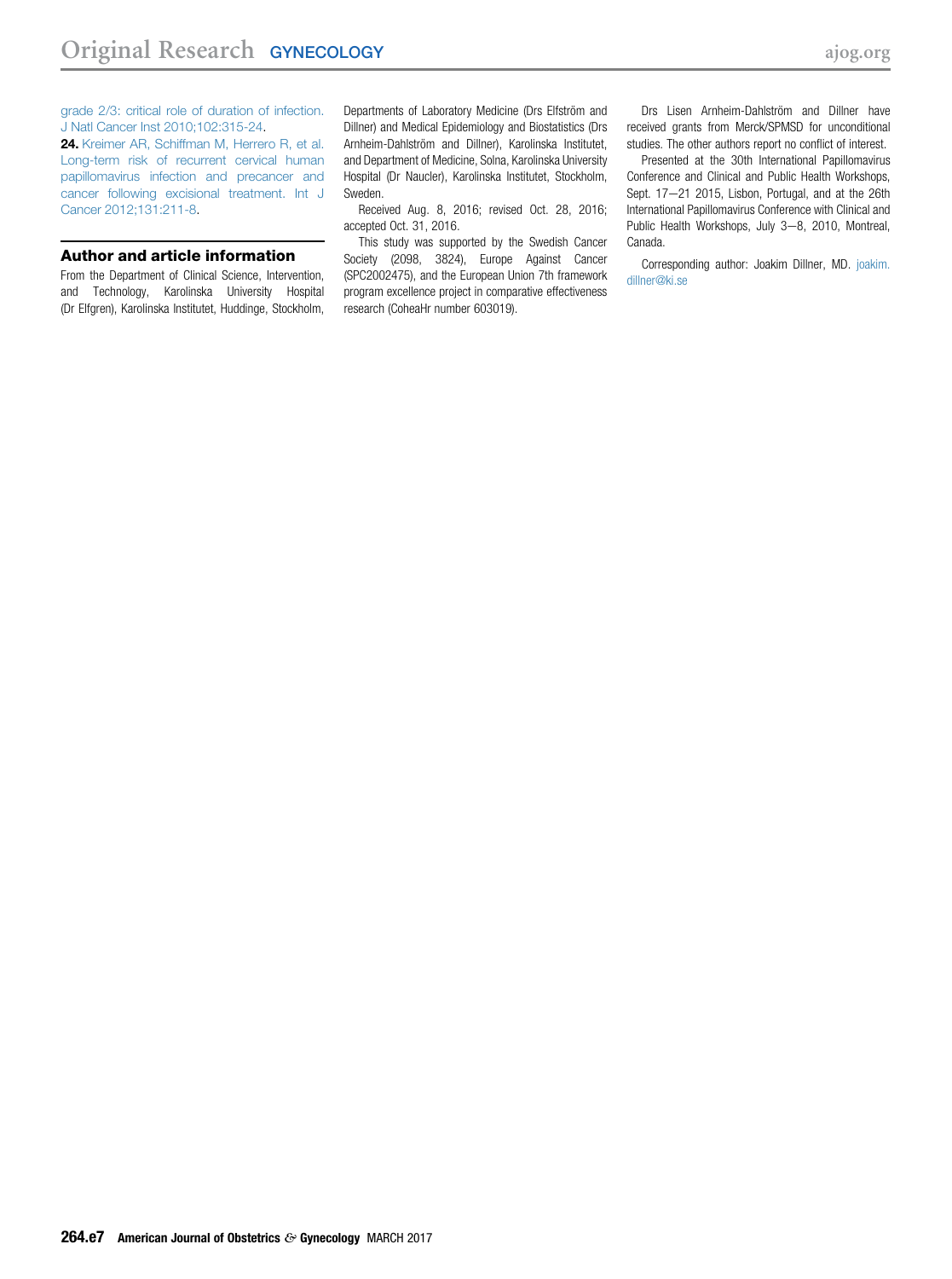grade 2/3: critical role of duration of infection. J Natl Cancer Inst 2010;102:315-24.

**24.** Kreimer AR, Schiffman M, Herrero R, et al. Long-term risk of recurrent cervical human papillomavirus infection and precancer and cancer following excisional treatment. Int J Cancer 2012;131:211-8.

## Author and article information

From the Department of Clinical Science, Intervention, and Technology, Karolinska University Hospital (Dr Elfgren), Karolinska Institutet, Huddinge, Stockholm, Departments of Laboratory Medicine (Drs Elfström and Dillner) and Medical Epidemiology and Biostatistics (Drs Arnheim-Dahlström and Dillner), Karolinska Institutet, and Department of Medicine, Solna, Karolinska University Hospital (Dr Naucler), Karolinska Institutet, Stockholm, Sweden.

Received Aug. 8, 2016; revised Oct. 28, 2016; accepted Oct. 31, 2016.

This study was supported by the Swedish Cancer Society (2098, 3824), Europe Against Cancer (SPC2002475), and the European Union 7th framework program excellence project in comparative effectiveness research (CoheaHr number 603019).

Drs Lisen Arnheim-Dahlström and Dillner have received grants from Merck/SPMSD for unconditional studies. The other authors report no conflict of interest.

Presented at the 30th International Papillomavirus Conference and Clinical and Public Health Workshops, Sept. 17—21 2015, Lisbon, Portugal, and at the 26th International Papillomavirus Conference with Clinical and Public Health Workshops, July 3—8, 2010, Montreal, Canada.

Corresponding author: Joakim Dillner, MD. joakim.dillner@ki.se